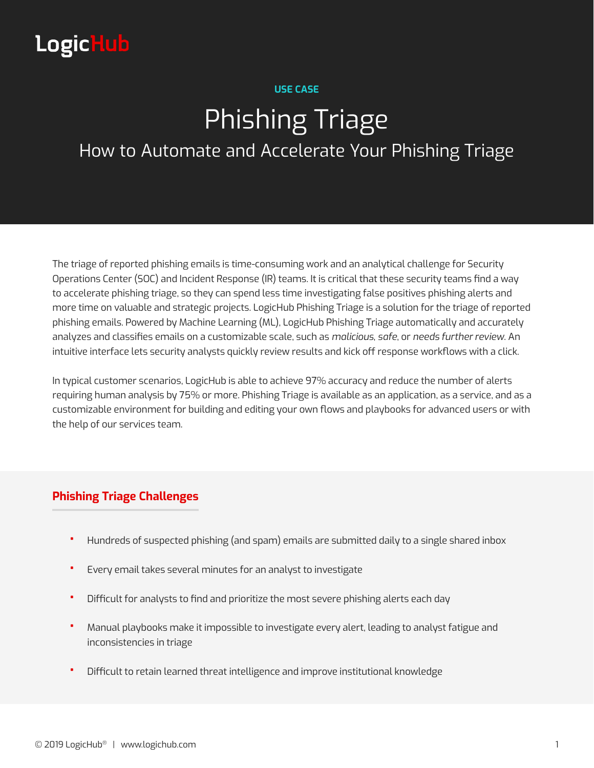LogicHub

USE CASE

# Phishing Triage

## How to Automate and Accelerate Your Phishing Triage

The triage of reported phishing emails is time-consuming work and an analytical challenge for Security Operations Center (SOC) and Incident Response (IR) teams. It is critical that these security teams find a way to accelerate phishing triage, so they can spend less time investigating false positives phishing alerts and more time on valuable and strategic projects. LogicHub Phishing Triage is a solution for the triage of reported phishing emails. Powered by Machine Learning (ML), LogicHub Phishing Triage automatically and accurately analyzes and classifies emails on a customizable scale, such as *malicious*, *safe*, or *needs further review*. An intuitive interface lets security analysts quickly review results and kick off response workflows with a click.

In typical customer scenarios, LogicHub is able to achieve 97% accuracy and reduce the number of alerts requiring human analysis by 75% or more. Phishing Triage is available as an application, as a service, and as a customizable environment for building and editing your own flows and playbooks for advanced users or with the help of our services team.

### Phishing Triage Challenges

- Hundreds of suspected phishing (and spam) emails are submitted daily to a single shared inbox
- Every email takes several minutes for an analyst to investigate
- Difficult for analysts to find and prioritize the most severe phishing alerts each day
- Manual playbooks make it impossible to investigate every alert, leading to analyst fatigue and inconsistencies in triage
- Difficult to retain learned threat intelligence and improve institutional knowledge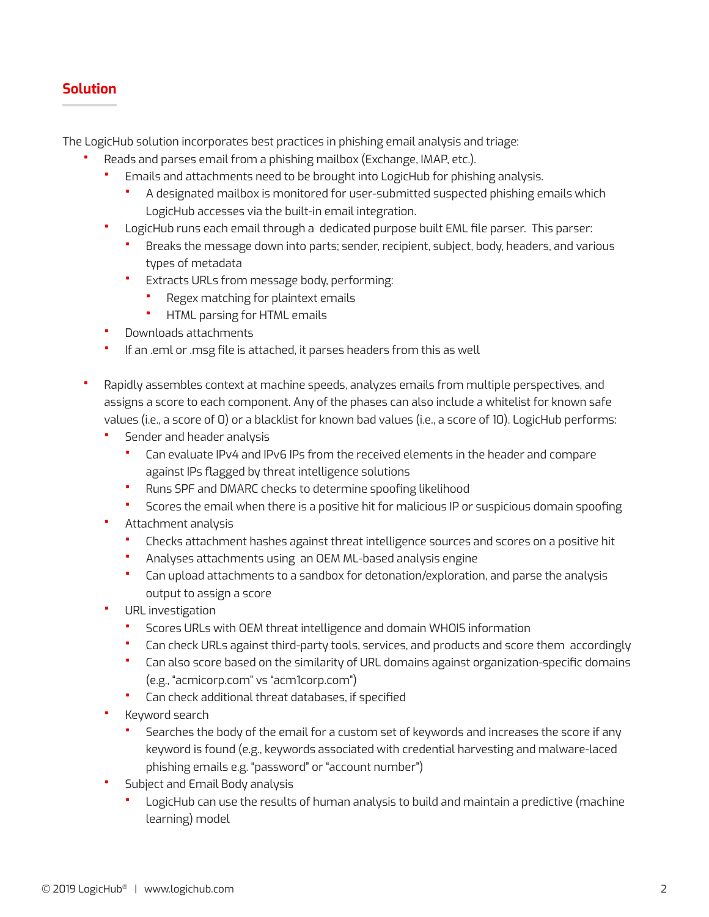## Solution

The LogicHub solution incorporates best practices in phishing email analysis and triage:

- Reads and parses email from a phishing mailbox (Exchange, IMAP, etc.).
  - Emails and attachments need to be brought into LogicHub for phishing analysis.
    - A designated mailbox is monitored for user-submitted suspected phishing emails which LogicHub accesses via the built-in email integration.
  - LogicHub runs each email through a dedicated purpose built EML file parser. This parser:
    - Breaks the message down into parts; sender, recipient, subject, body, headers, and various types of metadata
    - Extracts URLs from message body, performing:
      - Regex matching for plaintext emails
      - HTML parsing for HTML emails
  - Downloads attachments
  - If an .eml or .msg file is attached, it parses headers from this as well

- Rapidly assembles context at machine speeds, analyzes emails from multiple perspectives, and assigns a score to each component. Any of the phases can also include a whitelist for known safe values (i.e., a score of 0) or a blacklist for known bad values (i.e., a score of 10). LogicHub performs:
  - Sender and header analysis
    - Can evaluate IPv4 and IPv6 IPs from the received elements in the header and compare against IPs flagged by threat intelligence solutions
    - Runs SPF and DMARC checks to determine spoofing likelihood
    - Scores the email when there is a positive hit for malicious IP or suspicious domain spoofing
  - Attachment analysis
    - Checks attachment hashes against threat intelligence sources and scores on a positive hit
    - Analyses attachments using an OEM ML-based analysis engine
    - Can upload attachments to a sandbox for detonation/exploration, and parse the analysis output to assign a score
  - URL investigation
    - Scores URLs with OEM threat intelligence and domain WHOIS information
    - Can check URLs against third-party tools, services, and products and score them accordingly
    - Can also score based on the similarity of URL domains against organization-specific domains (e.g., "acmicorp.com" vs "acm1corp.com")
    - Can check additional threat databases, if specified
  - Keyword search
    - Searches the body of the email for a custom set of keywords and increases the score if any keyword is found (e.g., keywords associated with credential harvesting and malware-laced phishing emails e.g. "password" or "account number")
  - Subject and Email Body analysis
    - LogicHub can use the results of human analysis to build and maintain a predictive (machine learning) model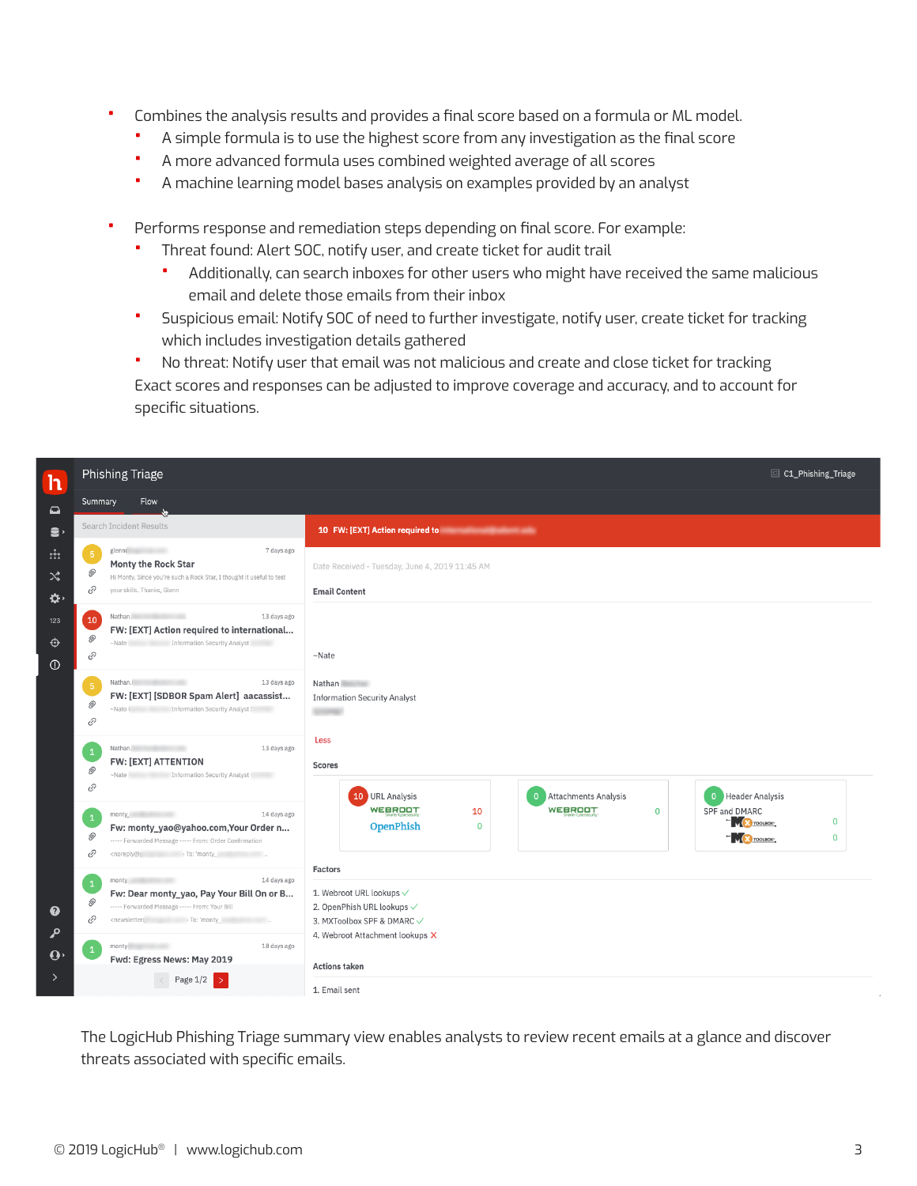- Combines the analysis results and provides a final score based on a formula or ML model.
  - A simple formula is to use the highest score from any investigation as the final score
  - A more advanced formula uses combined weighted average of all scores
  - A machine learning model bases analysis on examples provided by an analyst

- Performs response and remediation steps depending on final score. For example:
  - Threat found: Alert SOC, notify user, and create ticket for audit trail
    - Additionally, can search inboxes for other users who might have received the same malicious email and delete those emails from their inbox
  - Suspicious email: Notify SOC of need to further investigate, notify user, create ticket for tracking which includes investigation details gathered
  - No threat: Notify user that email was not malicious and create and close ticket for tracking

  Exact scores and responses can be adjusted to improve coverage and accuracy, and to account for specific situations.

The LogicHub Phishing Triage summary view enables analysts to review recent emails at a glance and discover threats associated with specific emails.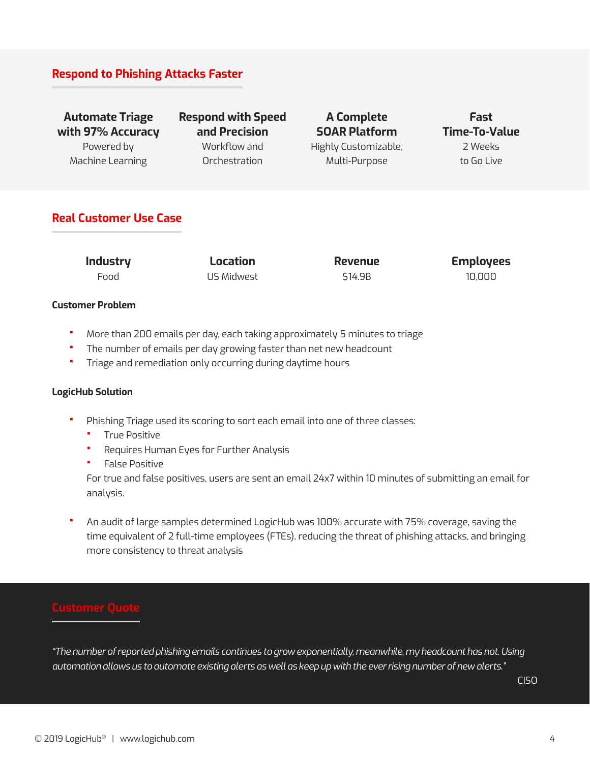## Respond to Phishing Attacks Faster

| Automate Triage with 97% Accuracy | Respond with Speed and Precision | A Complete SOAR Platform | Fast Time-To-Value |
|---|---|---|---|
| Powered by Machine Learning | Workflow and Orchestration | Highly Customizable, Multi-Purpose | 2 Weeks to Go Live |

## Real Customer Use Case

| Industry | Location | Revenue | Employees |
|---|---|---|---|
| Food | US Midwest | $14.9B | 10,000 |

**Customer Problem**

- More than 200 emails per day, each taking approximately 5 minutes to triage
- The number of emails per day growing faster than net new headcount
- Triage and remediation only occurring during daytime hours

**LogicHub Solution**

- Phishing Triage used its scoring to sort each email into one of three classes:
  - True Positive
  - Requires Human Eyes for Further Analysis
  - False Positive

  For true and false positives, users are sent an email 24x7 within 10 minutes of submitting an email for analysis.

- An audit of large samples determined LogicHub was 100% accurate with 75% coverage, saving the time equivalent of 2 full-time employees (FTEs), reducing the threat of phishing attacks, and bringing more consistency to threat analysis

## Customer Quote

*"The number of reported phishing emails continues to grow exponentially, meanwhile, my headcount has not. Using automation allows us to automate existing alerts as well as keep up with the ever rising number of new alerts."*

CISO

© 2019 LogicHub® | www.logichub.com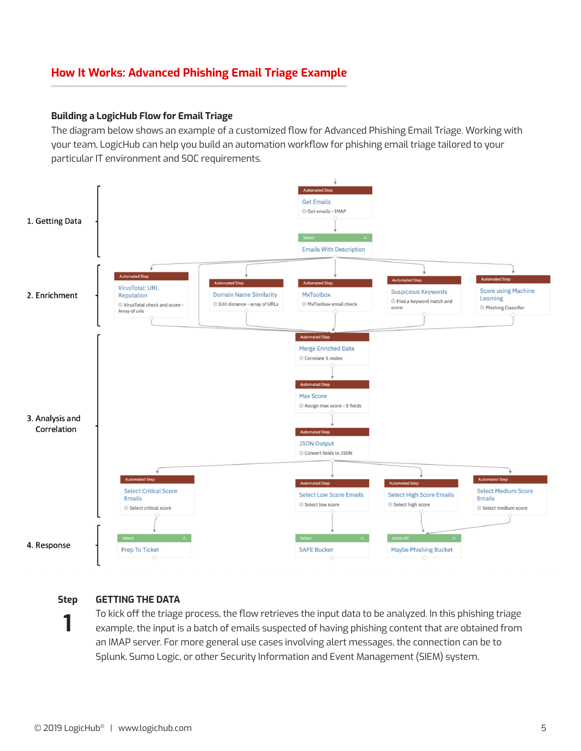## How It Works: Advanced Phishing Email Triage Example

### Building a LogicHub Flow for Email Triage

The diagram below shows an example of a customized flow for Advanced Phishing Email Triage. Working with your team, LogicHub can help you build an automation workflow for phishing email triage tailored to your particular IT environment and SOC requirements.

1. Getting Data

Automated Step — Get Emails — Get emails - IMAP

Select — Emails With Description

2. Enrichment

Automated Step — VirusTotal: URL Reputation — VirusTotal check and score - Array of urls

Automated Step — Domain Name Similarity — Edit distance - array of URLs

Automated Step — MxToolbox — MxToolbox email check

Automated Step — Suspicious Keywords — Find a keyword match and score

Automated Step — Score using Machine Learning — Phishing Classifier

3. Analysis and Correlation

Automated Step — Merge Enriched Data — Correlate 5 nodes

Automated Step — Max Score — Assign max score - 5 fields

Automated Step — JSON Output — Convert fields to JSON

Automated Step — Select Critical Score Emails — Select critical score

Automated Step — Select Low Score Emails — Select low score

Automated Step — Select High Score Emails — Select high score

Automated Step — Select Medium Score Emails — Select medium score

4. Response

Select — Prep To Ticket

Select — SAFE Bucket

Union All — Maybe Phishing Bucket

**Step 1** **GETTING THE DATA**

To kick off the triage process, the flow retrieves the input data to be analyzed. In this phishing triage example, the input is a batch of emails suspected of having phishing content that are obtained from an IMAP server. For more general use cases involving alert messages, the connection can be to Splunk, Sumo Logic, or other Security Information and Event Management (SIEM) system.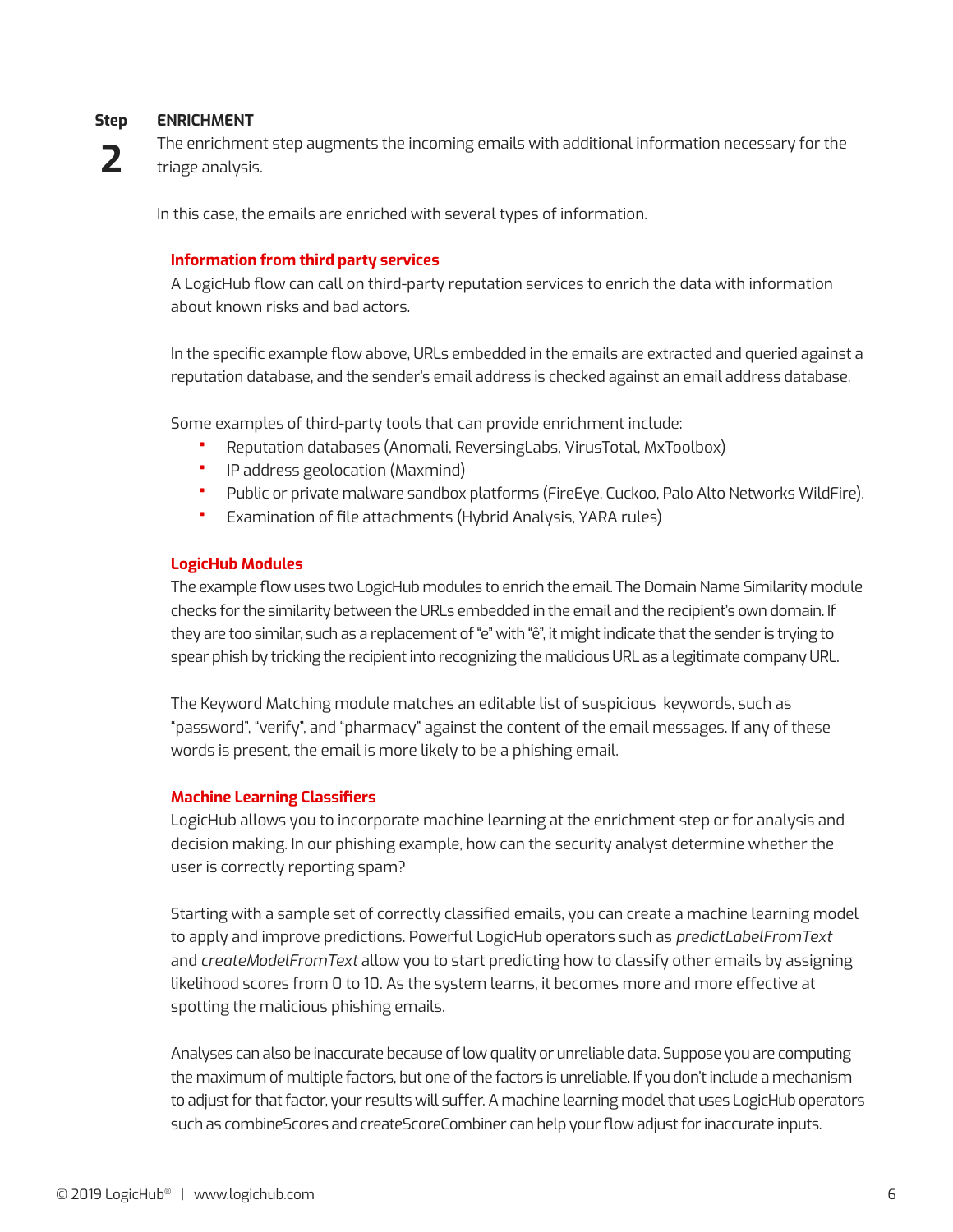## Step 2 ENRICHMENT

The enrichment step augments the incoming emails with additional information necessary for the triage analysis.

In this case, the emails are enriched with several types of information.

### Information from third party services

A LogicHub flow can call on third-party reputation services to enrich the data with information about known risks and bad actors.

In the specific example flow above, URLs embedded in the emails are extracted and queried against a reputation database, and the sender's email address is checked against an email address database.

Some examples of third-party tools that can provide enrichment include:

- Reputation databases (Anomali, ReversingLabs, VirusTotal, MxToolbox)
- IP address geolocation (Maxmind)
- Public or private malware sandbox platforms (FireEye, Cuckoo, Palo Alto Networks WildFire).
- Examination of file attachments (Hybrid Analysis, YARA rules)

### LogicHub Modules

The example flow uses two LogicHub modules to enrich the email. The Domain Name Similarity module checks for the similarity between the URLs embedded in the email and the recipient's own domain. If they are too similar, such as a replacement of "e" with "ê", it might indicate that the sender is trying to spear phish by tricking the recipient into recognizing the malicious URL as a legitimate company URL.

The Keyword Matching module matches an editable list of suspicious keywords, such as "password", "verify", and "pharmacy" against the content of the email messages. If any of these words is present, the email is more likely to be a phishing email.

### Machine Learning Classifiers

LogicHub allows you to incorporate machine learning at the enrichment step or for analysis and decision making. In our phishing example, how can the security analyst determine whether the user is correctly reporting spam?

Starting with a sample set of correctly classified emails, you can create a machine learning model to apply and improve predictions. Powerful LogicHub operators such as *predictLabelFromText* and *createModelFromText* allow you to start predicting how to classify other emails by assigning likelihood scores from 0 to 10. As the system learns, it becomes more and more effective at spotting the malicious phishing emails.

Analyses can also be inaccurate because of low quality or unreliable data. Suppose you are computing the maximum of multiple factors, but one of the factors is unreliable. If you don't include a mechanism to adjust for that factor, your results will suffer. A machine learning model that uses LogicHub operators such as combineScores and createScoreCombiner can help your flow adjust for inaccurate inputs.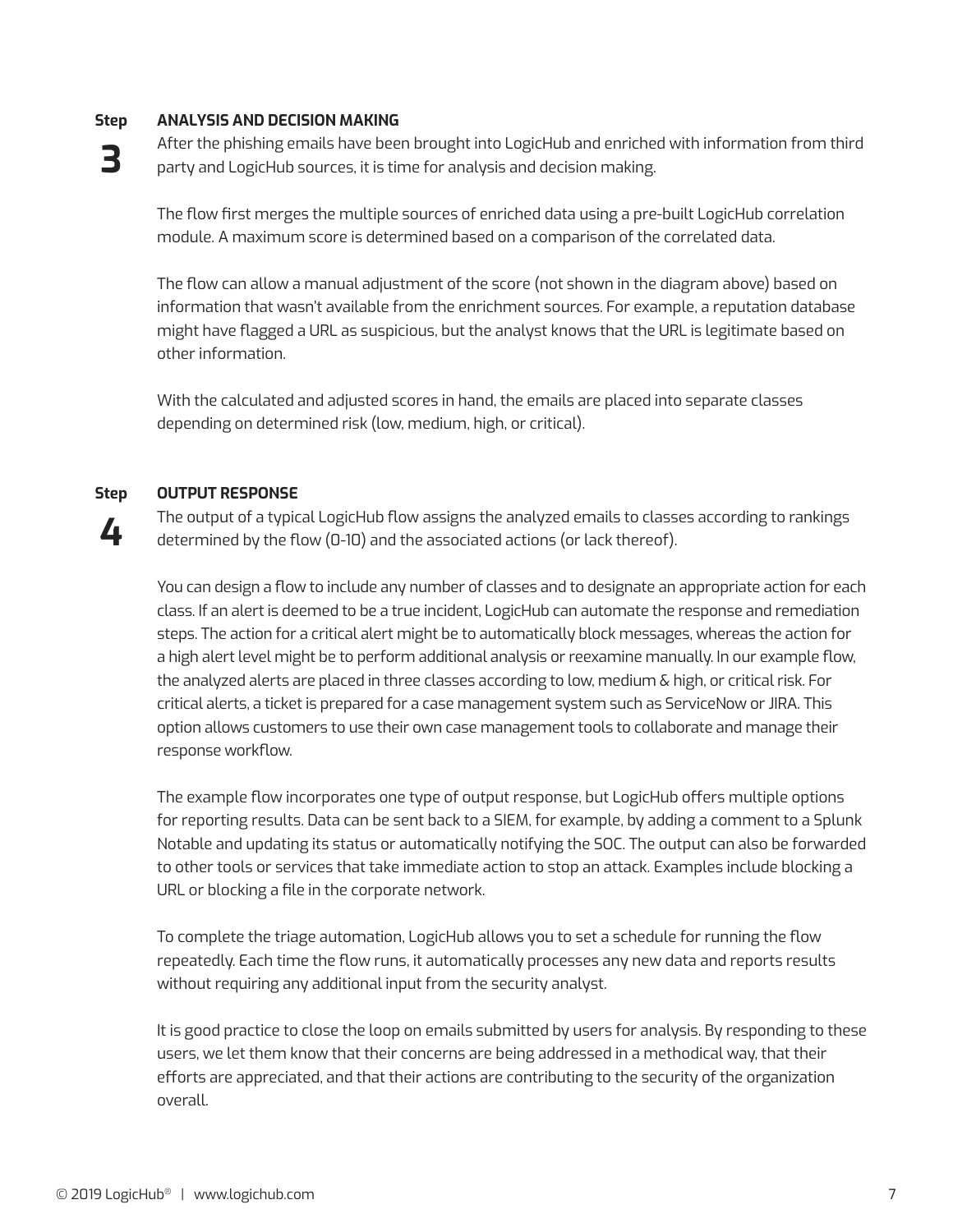## Step 3 ANALYSIS AND DECISION MAKING

After the phishing emails have been brought into LogicHub and enriched with information from third party and LogicHub sources, it is time for analysis and decision making.

The flow first merges the multiple sources of enriched data using a pre-built LogicHub correlation module. A maximum score is determined based on a comparison of the correlated data.

The flow can allow a manual adjustment of the score (not shown in the diagram above) based on information that wasn't available from the enrichment sources. For example, a reputation database might have flagged a URL as suspicious, but the analyst knows that the URL is legitimate based on other information.

With the calculated and adjusted scores in hand, the emails are placed into separate classes depending on determined risk (low, medium, high, or critical).

## Step 4 OUTPUT RESPONSE

The output of a typical LogicHub flow assigns the analyzed emails to classes according to rankings determined by the flow (0-10) and the associated actions (or lack thereof).

You can design a flow to include any number of classes and to designate an appropriate action for each class. If an alert is deemed to be a true incident, LogicHub can automate the response and remediation steps. The action for a critical alert might be to automatically block messages, whereas the action for a high alert level might be to perform additional analysis or reexamine manually. In our example flow, the analyzed alerts are placed in three classes according to low, medium & high, or critical risk. For critical alerts, a ticket is prepared for a case management system such as ServiceNow or JIRA. This option allows customers to use their own case management tools to collaborate and manage their response workflow.

The example flow incorporates one type of output response, but LogicHub offers multiple options for reporting results. Data can be sent back to a SIEM, for example, by adding a comment to a Splunk Notable and updating its status or automatically notifying the SOC. The output can also be forwarded to other tools or services that take immediate action to stop an attack. Examples include blocking a URL or blocking a file in the corporate network.

To complete the triage automation, LogicHub allows you to set a schedule for running the flow repeatedly. Each time the flow runs, it automatically processes any new data and reports results without requiring any additional input from the security analyst.

It is good practice to close the loop on emails submitted by users for analysis. By responding to these users, we let them know that their concerns are being addressed in a methodical way, that their efforts are appreciated, and that their actions are contributing to the security of the organization overall.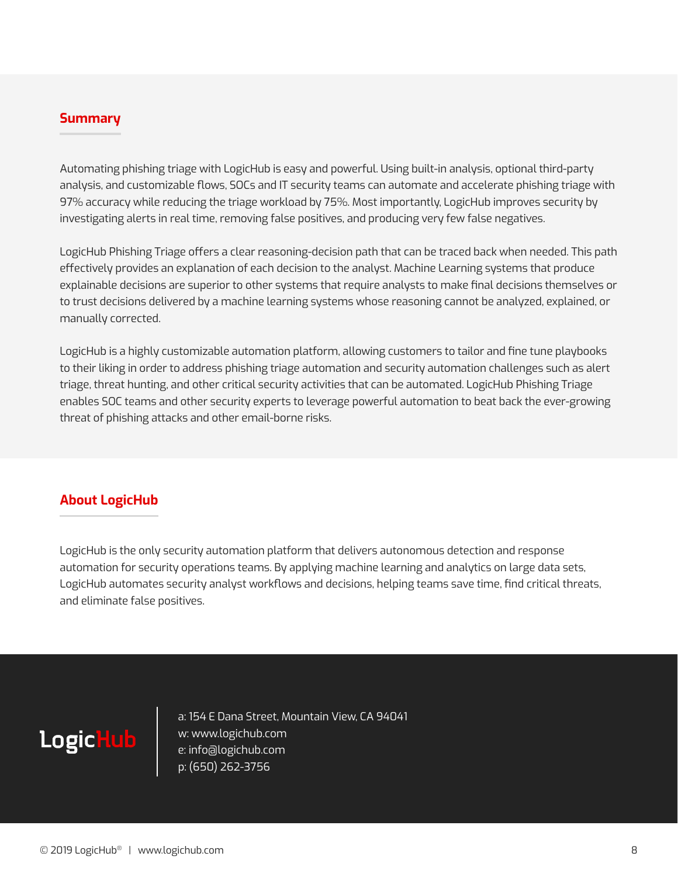## Summary

Automating phishing triage with LogicHub is easy and powerful. Using built-in analysis, optional third-party analysis, and customizable flows, SOCs and IT security teams can automate and accelerate phishing triage with 97% accuracy while reducing the triage workload by 75%. Most importantly, LogicHub improves security by investigating alerts in real time, removing false positives, and producing very few false negatives.

LogicHub Phishing Triage offers a clear reasoning-decision path that can be traced back when needed. This path effectively provides an explanation of each decision to the analyst. Machine Learning systems that produce explainable decisions are superior to other systems that require analysts to make final decisions themselves or to trust decisions delivered by a machine learning systems whose reasoning cannot be analyzed, explained, or manually corrected.

LogicHub is a highly customizable automation platform, allowing customers to tailor and fine tune playbooks to their liking in order to address phishing triage automation and security automation challenges such as alert triage, threat hunting, and other critical security activities that can be automated. LogicHub Phishing Triage enables SOC teams and other security experts to leverage powerful automation to beat back the ever-growing threat of phishing attacks and other email-borne risks.

## About LogicHub

LogicHub is the only security automation platform that delivers autonomous detection and response automation for security operations teams. By applying machine learning and analytics on large data sets, LogicHub automates security analyst workflows and decisions, helping teams save time, find critical threats, and eliminate false positives.

LogicHub

a: 154 E Dana Street, Mountain View, CA 94041
w: www.logichub.com
e: info@logichub.com
p: (650) 262-3756